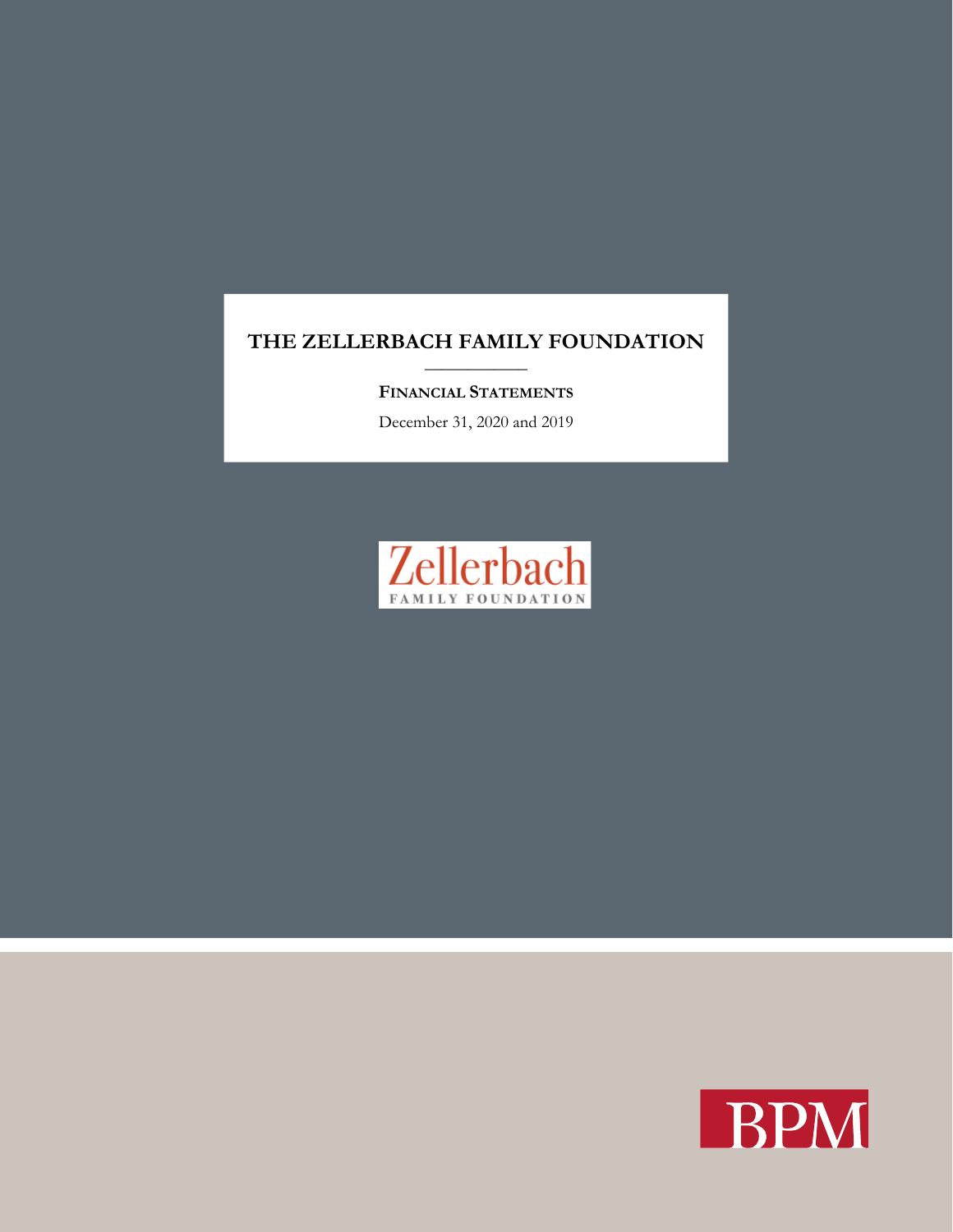# THE ZELLERBACH FAMILY FOUNDATION

**FINANCIAL STATEMENTS**

December 31, 2020 and 2019

Zellerbach
FAMILY FOUNDATION

BPM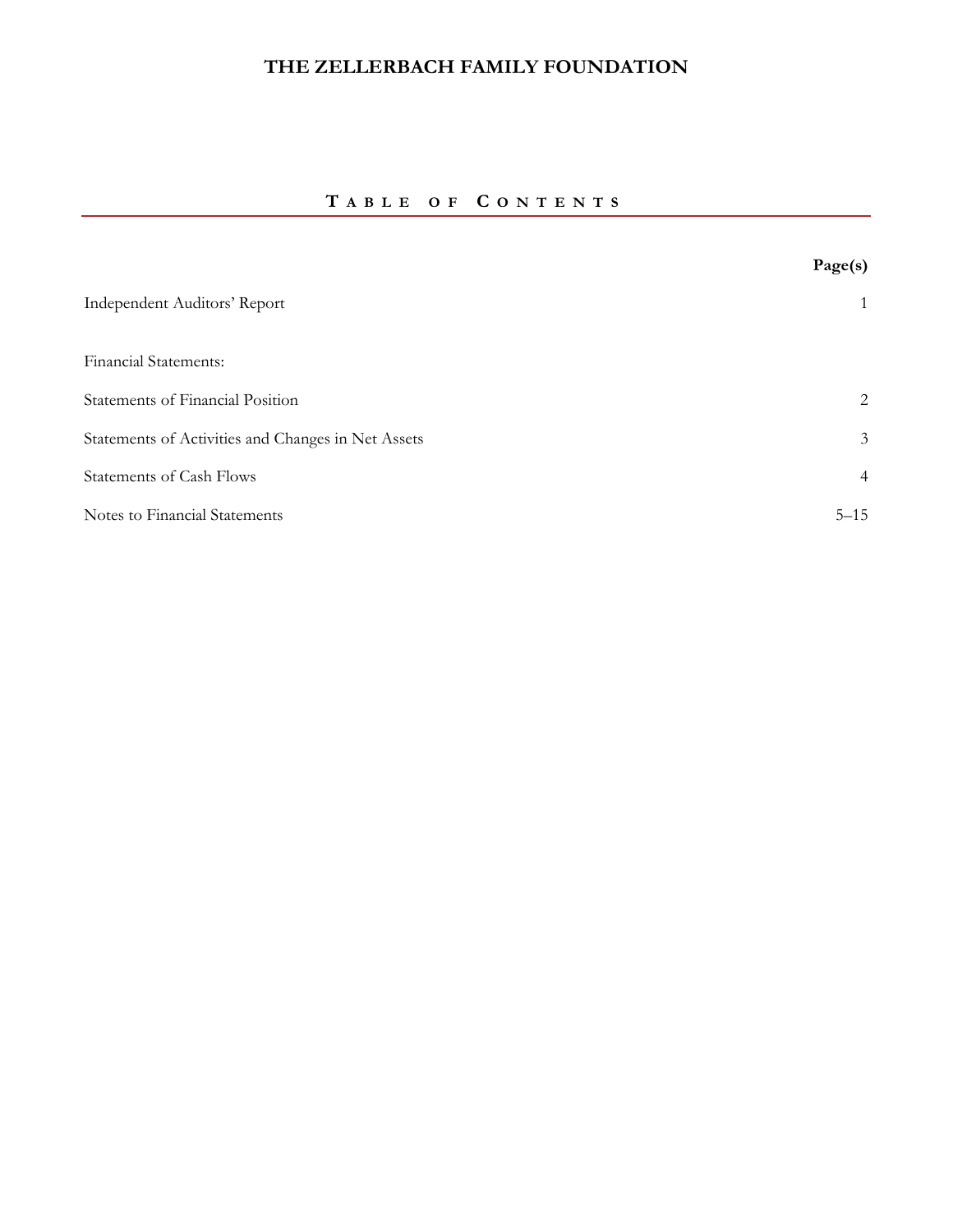# THE ZELLERBACH FAMILY FOUNDATION

## TABLE OF CONTENTS

| | Page(s) |
|---|---|
| Independent Auditors' Report | 1 |
| Financial Statements: | |
| Statements of Financial Position | 2 |
| Statements of Activities and Changes in Net Assets | 3 |
| Statements of Cash Flows | 4 |
| Notes to Financial Statements | 5–15 |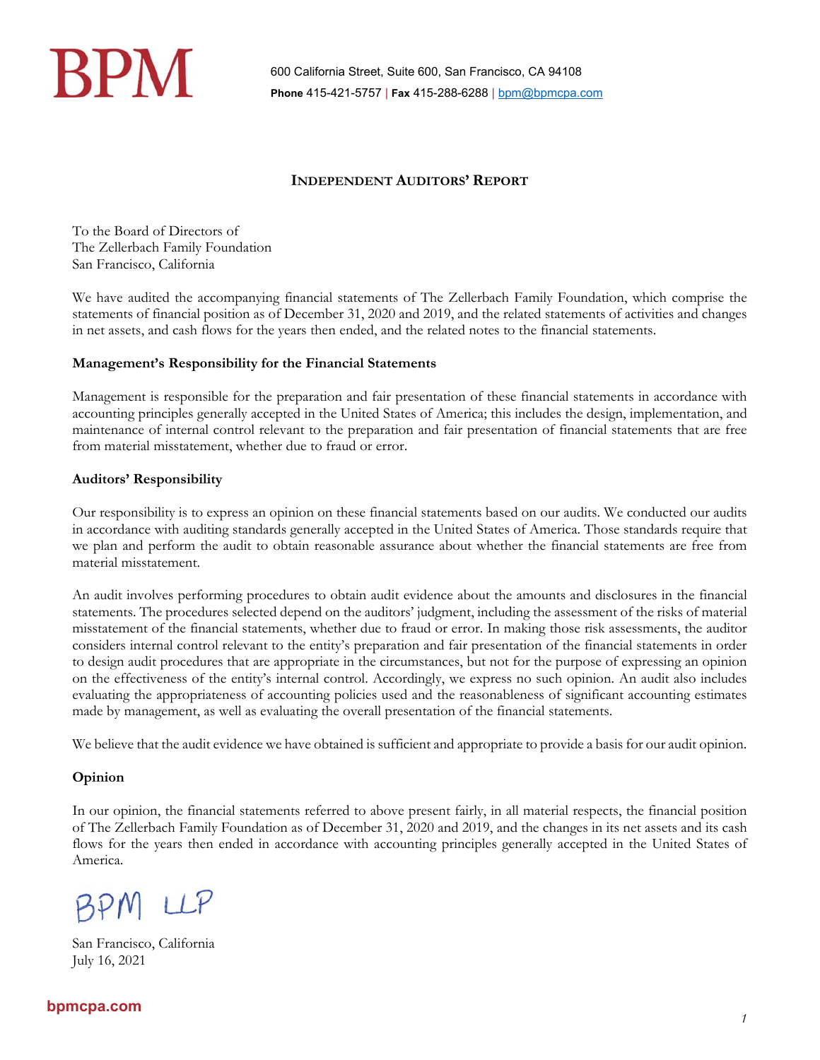BPM

600 California Street, Suite 600, San Francisco, CA 94108
**Phone** 415-421-5757 | **Fax** 415-288-6288 | bpm@bpmcpa.com

## INDEPENDENT AUDITORS' REPORT

To the Board of Directors of
The Zellerbach Family Foundation
San Francisco, California

We have audited the accompanying financial statements of The Zellerbach Family Foundation, which comprise the statements of financial position as of December 31, 2020 and 2019, and the related statements of activities and changes in net assets, and cash flows for the years then ended, and the related notes to the financial statements.

### Management's Responsibility for the Financial Statements

Management is responsible for the preparation and fair presentation of these financial statements in accordance with accounting principles generally accepted in the United States of America; this includes the design, implementation, and maintenance of internal control relevant to the preparation and fair presentation of financial statements that are free from material misstatement, whether due to fraud or error.

### Auditors' Responsibility

Our responsibility is to express an opinion on these financial statements based on our audits. We conducted our audits in accordance with auditing standards generally accepted in the United States of America. Those standards require that we plan and perform the audit to obtain reasonable assurance about whether the financial statements are free from material misstatement.

An audit involves performing procedures to obtain audit evidence about the amounts and disclosures in the financial statements. The procedures selected depend on the auditors' judgment, including the assessment of the risks of material misstatement of the financial statements, whether due to fraud or error. In making those risk assessments, the auditor considers internal control relevant to the entity's preparation and fair presentation of the financial statements in order to design audit procedures that are appropriate in the circumstances, but not for the purpose of expressing an opinion on the effectiveness of the entity's internal control. Accordingly, we express no such opinion. An audit also includes evaluating the appropriateness of accounting policies used and the reasonableness of significant accounting estimates made by management, as well as evaluating the overall presentation of the financial statements.

We believe that the audit evidence we have obtained is sufficient and appropriate to provide a basis for our audit opinion.

### Opinion

In our opinion, the financial statements referred to above present fairly, in all material respects, the financial position of The Zellerbach Family Foundation as of December 31, 2020 and 2019, and the changes in its net assets and its cash flows for the years then ended in accordance with accounting principles generally accepted in the United States of America.

BPM LLP

San Francisco, California
July 16, 2021

bpmcpa.com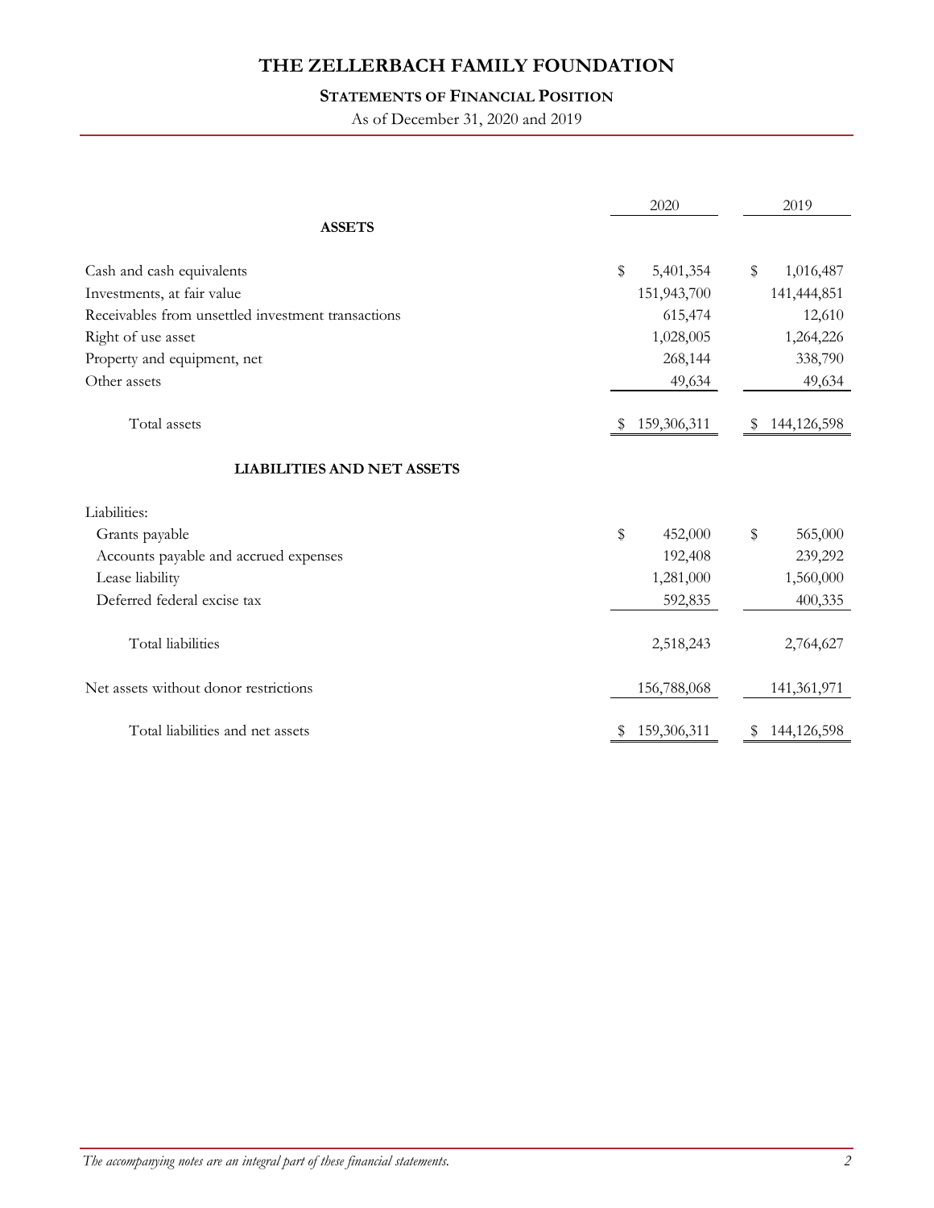# THE ZELLERBACH FAMILY FOUNDATION

## Statements of Financial Position

As of December 31, 2020 and 2019

| | 2020 | 2019 |
|---|---|---|
| **ASSETS** | | |
| Cash and cash equivalents | $ 5,401,354 | $ 1,016,487 |
| Investments, at fair value | 151,943,700 | 141,444,851 |
| Receivables from unsettled investment transactions | 615,474 | 12,610 |
| Right of use asset | 1,028,005 | 1,264,226 |
| Property and equipment, net | 268,144 | 338,790 |
| Other assets | 49,634 | 49,634 |
| Total assets | $ 159,306,311 | $ 144,126,598 |
| **LIABILITIES AND NET ASSETS** | | |
| Liabilities: | | |
| Grants payable | $ 452,000 | $ 565,000 |
| Accounts payable and accrued expenses | 192,408 | 239,292 |
| Lease liability | 1,281,000 | 1,560,000 |
| Deferred federal excise tax | 592,835 | 400,335 |
| Total liabilities | 2,518,243 | 2,764,627 |
| Net assets without donor restrictions | 156,788,068 | 141,361,971 |
| Total liabilities and net assets | $ 159,306,311 | $ 144,126,598 |

*The accompanying notes are an integral part of these financial statements.*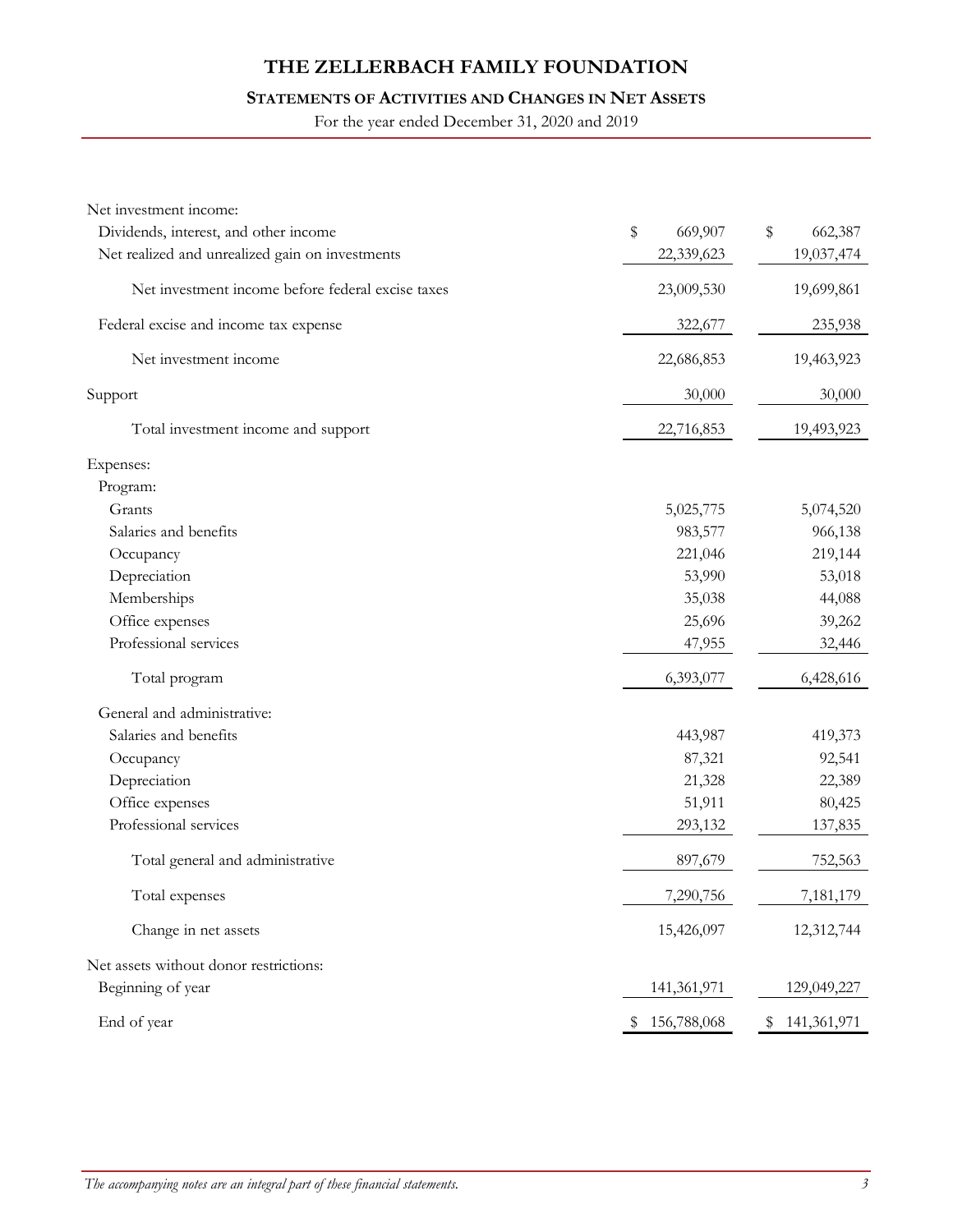# THE ZELLERBACH FAMILY FOUNDATION

## STATEMENTS OF ACTIVITIES AND CHANGES IN NET ASSETS

For the year ended December 31, 2020 and 2019

| | 2020 | 2019 |
|---|---|---|
| Net investment income: | | |
| Dividends, interest, and other income | $ 669,907 | $ 662,387 |
| Net realized and unrealized gain on investments | 22,339,623 | 19,037,474 |
| Net investment income before federal excise taxes | 23,009,530 | 19,699,861 |
| Federal excise and income tax expense | 322,677 | 235,938 |
| Net investment income | 22,686,853 | 19,463,923 |
| Support | 30,000 | 30,000 |
| Total investment income and support | 22,716,853 | 19,493,923 |
| Expenses: | | |
| Program: | | |
| Grants | 5,025,775 | 5,074,520 |
| Salaries and benefits | 983,577 | 966,138 |
| Occupancy | 221,046 | 219,144 |
| Depreciation | 53,990 | 53,018 |
| Memberships | 35,038 | 44,088 |
| Office expenses | 25,696 | 39,262 |
| Professional services | 47,955 | 32,446 |
| Total program | 6,393,077 | 6,428,616 |
| General and administrative: | | |
| Salaries and benefits | 443,987 | 419,373 |
| Occupancy | 87,321 | 92,541 |
| Depreciation | 21,328 | 22,389 |
| Office expenses | 51,911 | 80,425 |
| Professional services | 293,132 | 137,835 |
| Total general and administrative | 897,679 | 752,563 |
| Total expenses | 7,290,756 | 7,181,179 |
| Change in net assets | 15,426,097 | 12,312,744 |
| Net assets without donor restrictions: | | |
| Beginning of year | 141,361,971 | 129,049,227 |
| End of year | $ 156,788,068 | $ 141,361,971 |

*The accompanying notes are an integral part of these financial statements.*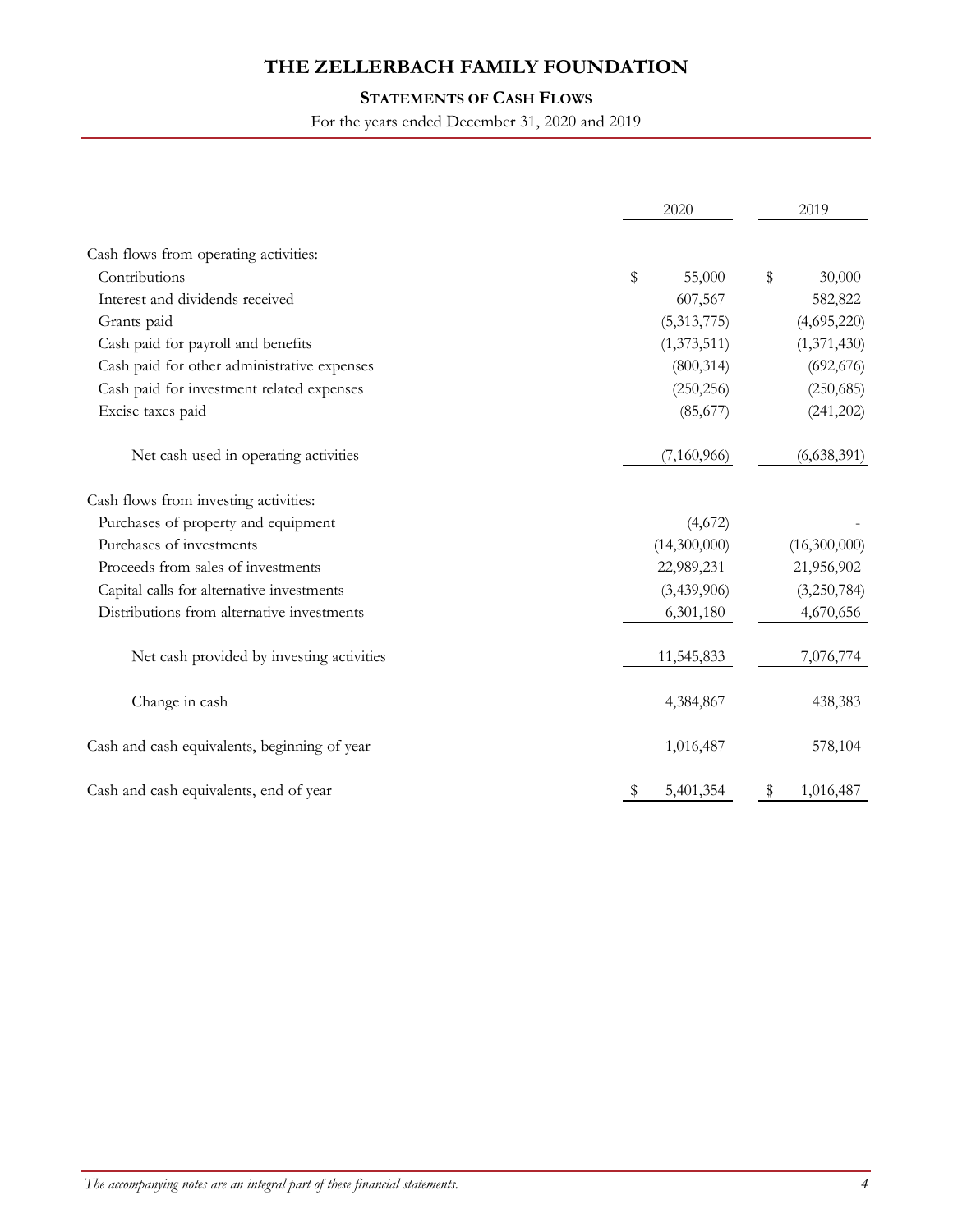# THE ZELLERBACH FAMILY FOUNDATION

## STATEMENTS OF CASH FLOWS

For the years ended December 31, 2020 and 2019

| | 2020 | 2019 |
|---|---|---|
| Cash flows from operating activities: | | |
| Contributions | $ 55,000 | $ 30,000 |
| Interest and dividends received | 607,567 | 582,822 |
| Grants paid | (5,313,775) | (4,695,220) |
| Cash paid for payroll and benefits | (1,373,511) | (1,371,430) |
| Cash paid for other administrative expenses | (800,314) | (692,676) |
| Cash paid for investment related expenses | (250,256) | (250,685) |
| Excise taxes paid | (85,677) | (241,202) |
| Net cash used in operating activities | (7,160,966) | (6,638,391) |
| Cash flows from investing activities: | | |
| Purchases of property and equipment | (4,672) | - |
| Purchases of investments | (14,300,000) | (16,300,000) |
| Proceeds from sales of investments | 22,989,231 | 21,956,902 |
| Capital calls for alternative investments | (3,439,906) | (3,250,784) |
| Distributions from alternative investments | 6,301,180 | 4,670,656 |
| Net cash provided by investing activities | 11,545,833 | 7,076,774 |
| Change in cash | 4,384,867 | 438,383 |
| Cash and cash equivalents, beginning of year | 1,016,487 | 578,104 |
| Cash and cash equivalents, end of year | $ 5,401,354 | $ 1,016,487 |

*The accompanying notes are an integral part of these financial statements.*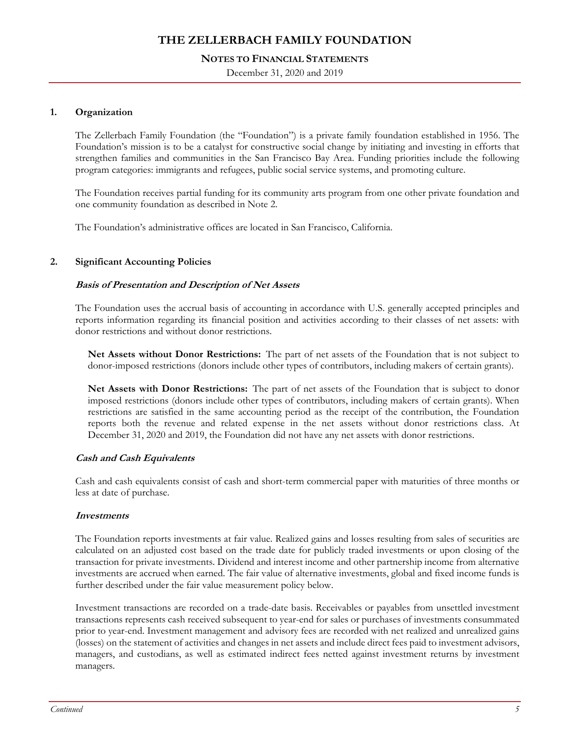## 1. Organization

The Zellerbach Family Foundation (the "Foundation") is a private family foundation established in 1956. The Foundation's mission is to be a catalyst for constructive social change by initiating and investing in efforts that strengthen families and communities in the San Francisco Bay Area. Funding priorities include the following program categories: immigrants and refugees, public social service systems, and promoting culture.

The Foundation receives partial funding for its community arts program from one other private foundation and one community foundation as described in Note 2.

The Foundation's administrative offices are located in San Francisco, California.

## 2. Significant Accounting Policies

### *Basis of Presentation and Description of Net Assets*

The Foundation uses the accrual basis of accounting in accordance with U.S. generally accepted principles and reports information regarding its financial position and activities according to their classes of net assets: with donor restrictions and without donor restrictions.

**Net Assets without Donor Restrictions:** The part of net assets of the Foundation that is not subject to donor-imposed restrictions (donors include other types of contributors, including makers of certain grants).

**Net Assets with Donor Restrictions:** The part of net assets of the Foundation that is subject to donor imposed restrictions (donors include other types of contributors, including makers of certain grants). When restrictions are satisfied in the same accounting period as the receipt of the contribution, the Foundation reports both the revenue and related expense in the net assets without donor restrictions class. At December 31, 2020 and 2019, the Foundation did not have any net assets with donor restrictions.

### *Cash and Cash Equivalents*

Cash and cash equivalents consist of cash and short-term commercial paper with maturities of three months or less at date of purchase.

### *Investments*

The Foundation reports investments at fair value. Realized gains and losses resulting from sales of securities are calculated on an adjusted cost based on the trade date for publicly traded investments or upon closing of the transaction for private investments. Dividend and interest income and other partnership income from alternative investments are accrued when earned. The fair value of alternative investments, global and fixed income funds is further described under the fair value measurement policy below.

Investment transactions are recorded on a trade-date basis. Receivables or payables from unsettled investment transactions represents cash received subsequent to year-end for sales or purchases of investments consummated prior to year-end. Investment management and advisory fees are recorded with net realized and unrealized gains (losses) on the statement of activities and changes in net assets and include direct fees paid to investment advisors, managers, and custodians, as well as estimated indirect fees netted against investment returns by investment managers.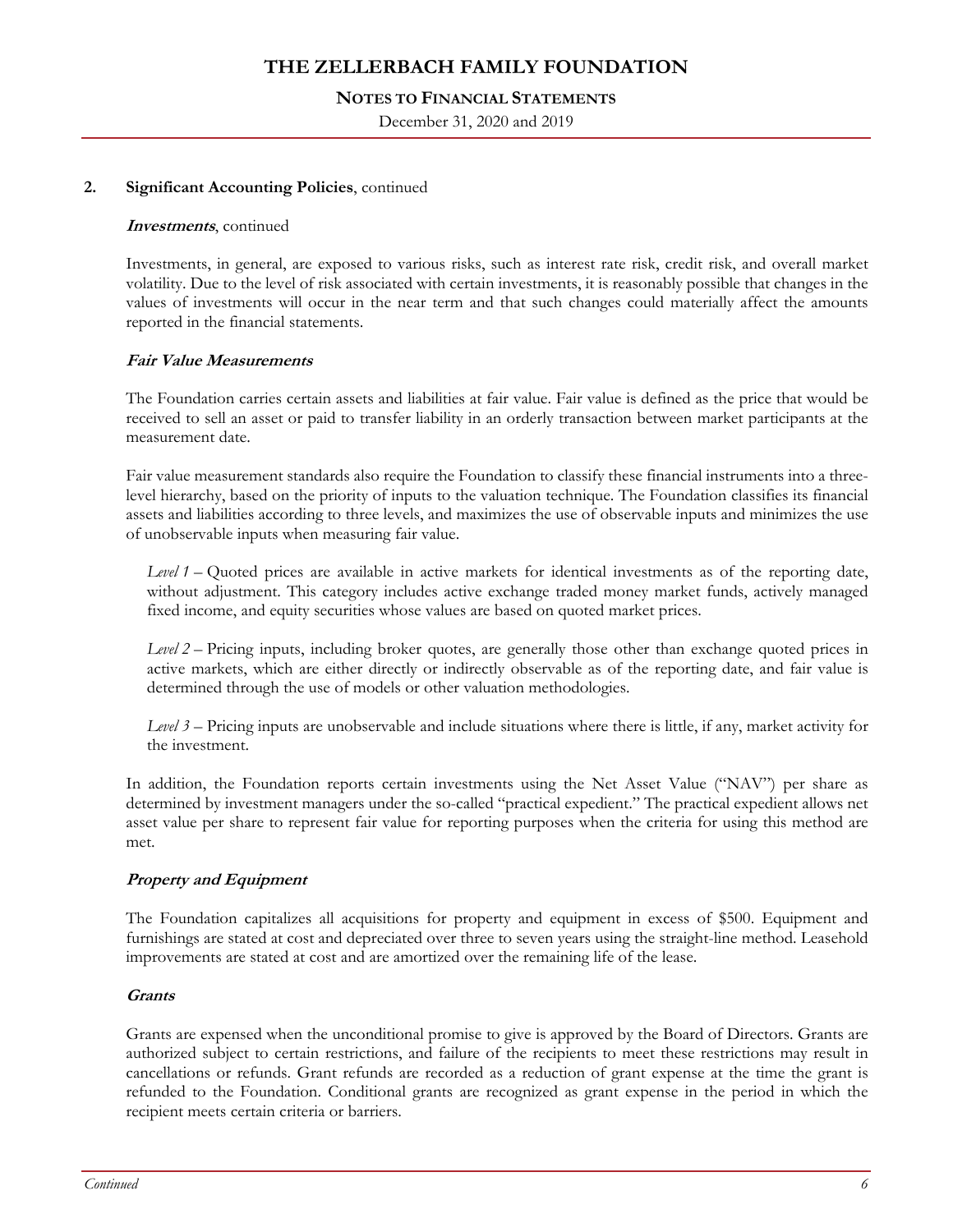## 2. Significant Accounting Policies, continued

### *Investments*, continued

Investments, in general, are exposed to various risks, such as interest rate risk, credit risk, and overall market volatility. Due to the level of risk associated with certain investments, it is reasonably possible that changes in the values of investments will occur in the near term and that such changes could materially affect the amounts reported in the financial statements.

### *Fair Value Measurements*

The Foundation carries certain assets and liabilities at fair value. Fair value is defined as the price that would be received to sell an asset or paid to transfer liability in an orderly transaction between market participants at the measurement date.

Fair value measurement standards also require the Foundation to classify these financial instruments into a three-level hierarchy, based on the priority of inputs to the valuation technique. The Foundation classifies its financial assets and liabilities according to three levels, and maximizes the use of observable inputs and minimizes the use of unobservable inputs when measuring fair value.

*Level 1* – Quoted prices are available in active markets for identical investments as of the reporting date, without adjustment. This category includes active exchange traded money market funds, actively managed fixed income, and equity securities whose values are based on quoted market prices.

*Level 2* – Pricing inputs, including broker quotes, are generally those other than exchange quoted prices in active markets, which are either directly or indirectly observable as of the reporting date, and fair value is determined through the use of models or other valuation methodologies.

*Level 3* – Pricing inputs are unobservable and include situations where there is little, if any, market activity for the investment.

In addition, the Foundation reports certain investments using the Net Asset Value ("NAV") per share as determined by investment managers under the so-called "practical expedient." The practical expedient allows net asset value per share to represent fair value for reporting purposes when the criteria for using this method are met.

### *Property and Equipment*

The Foundation capitalizes all acquisitions for property and equipment in excess of $500. Equipment and furnishings are stated at cost and depreciated over three to seven years using the straight-line method. Leasehold improvements are stated at cost and are amortized over the remaining life of the lease.

### *Grants*

Grants are expensed when the unconditional promise to give is approved by the Board of Directors. Grants are authorized subject to certain restrictions, and failure of the recipients to meet these restrictions may result in cancellations or refunds. Grant refunds are recorded as a reduction of grant expense at the time the grant is refunded to the Foundation. Conditional grants are recognized as grant expense in the period in which the recipient meets certain criteria or barriers.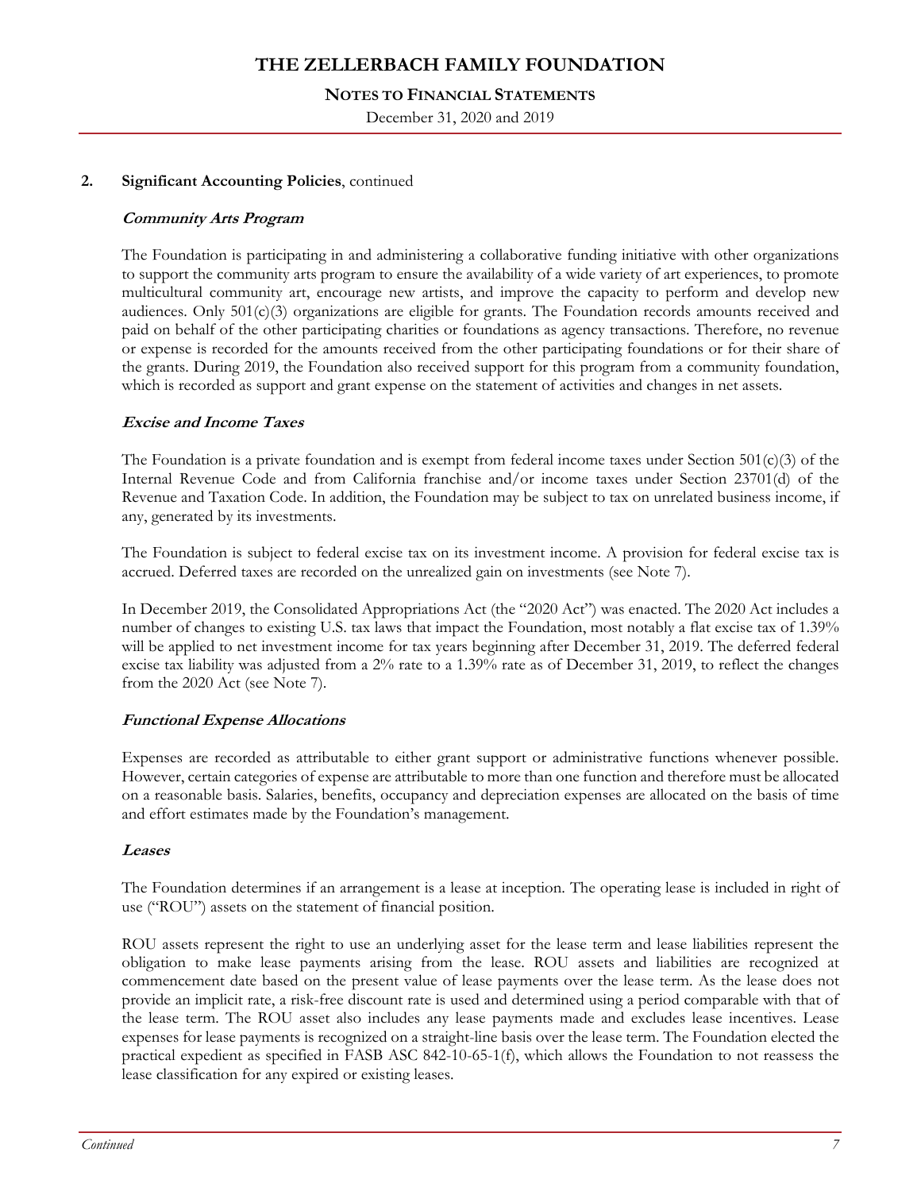## 2. Significant Accounting Policies, continued

### *Community Arts Program*

The Foundation is participating in and administering a collaborative funding initiative with other organizations to support the community arts program to ensure the availability of a wide variety of art experiences, to promote multicultural community art, encourage new artists, and improve the capacity to perform and develop new audiences. Only 501(c)(3) organizations are eligible for grants. The Foundation records amounts received and paid on behalf of the other participating charities or foundations as agency transactions. Therefore, no revenue or expense is recorded for the amounts received from the other participating foundations or for their share of the grants. During 2019, the Foundation also received support for this program from a community foundation, which is recorded as support and grant expense on the statement of activities and changes in net assets.

### *Excise and Income Taxes*

The Foundation is a private foundation and is exempt from federal income taxes under Section 501(c)(3) of the Internal Revenue Code and from California franchise and/or income taxes under Section 23701(d) of the Revenue and Taxation Code. In addition, the Foundation may be subject to tax on unrelated business income, if any, generated by its investments.

The Foundation is subject to federal excise tax on its investment income. A provision for federal excise tax is accrued. Deferred taxes are recorded on the unrealized gain on investments (see Note 7).

In December 2019, the Consolidated Appropriations Act (the "2020 Act") was enacted. The 2020 Act includes a number of changes to existing U.S. tax laws that impact the Foundation, most notably a flat excise tax of 1.39% will be applied to net investment income for tax years beginning after December 31, 2019. The deferred federal excise tax liability was adjusted from a 2% rate to a 1.39% rate as of December 31, 2019, to reflect the changes from the 2020 Act (see Note 7).

### *Functional Expense Allocations*

Expenses are recorded as attributable to either grant support or administrative functions whenever possible. However, certain categories of expense are attributable to more than one function and therefore must be allocated on a reasonable basis. Salaries, benefits, occupancy and depreciation expenses are allocated on the basis of time and effort estimates made by the Foundation's management.

### *Leases*

The Foundation determines if an arrangement is a lease at inception. The operating lease is included in right of use ("ROU") assets on the statement of financial position.

ROU assets represent the right to use an underlying asset for the lease term and lease liabilities represent the obligation to make lease payments arising from the lease. ROU assets and liabilities are recognized at commencement date based on the present value of lease payments over the lease term. As the lease does not provide an implicit rate, a risk-free discount rate is used and determined using a period comparable with that of the lease term. The ROU asset also includes any lease payments made and excludes lease incentives. Lease expenses for lease payments is recognized on a straight-line basis over the lease term. The Foundation elected the practical expedient as specified in FASB ASC 842-10-65-1(f), which allows the Foundation to not reassess the lease classification for any expired or existing leases.

*Continued*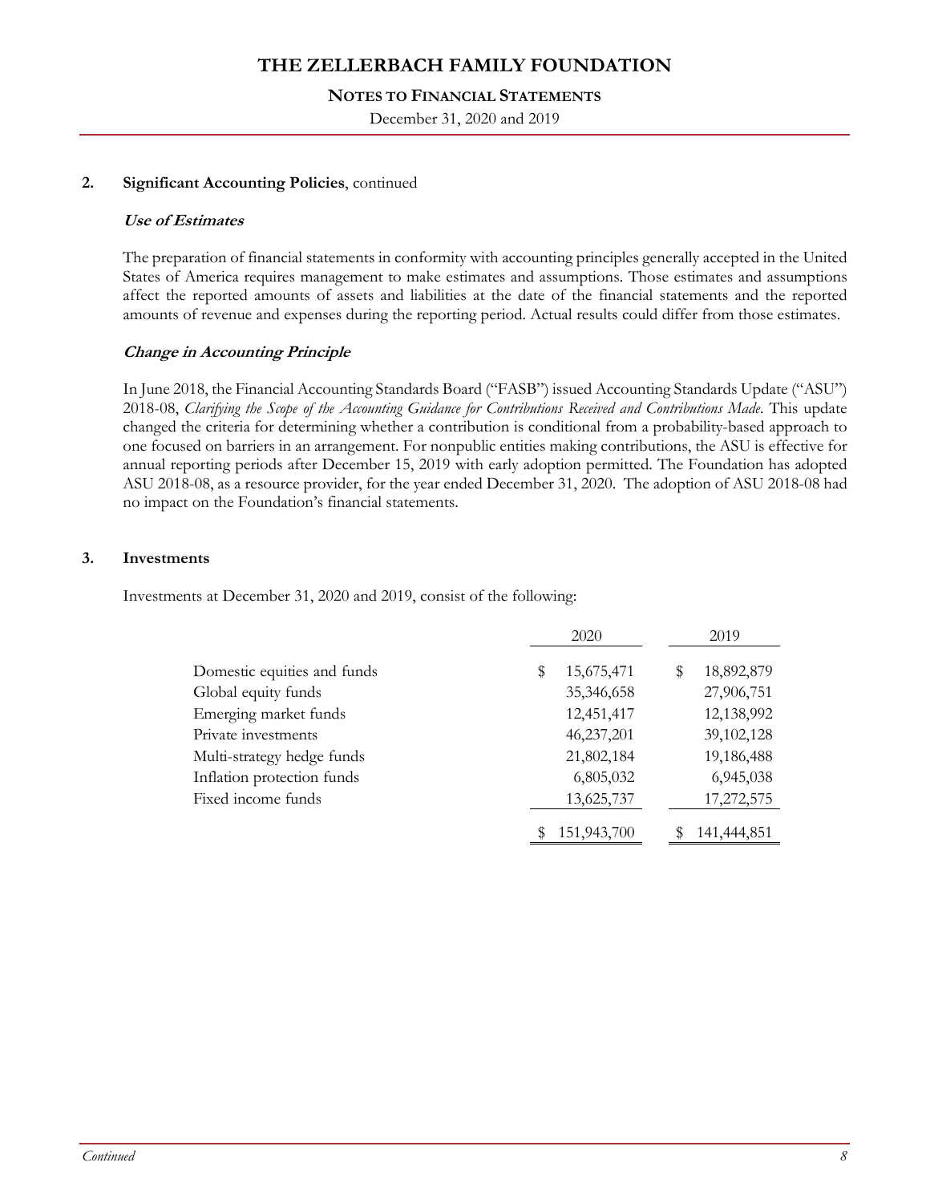## 2. Significant Accounting Policies, continued

### *Use of Estimates*

The preparation of financial statements in conformity with accounting principles generally accepted in the United States of America requires management to make estimates and assumptions. Those estimates and assumptions affect the reported amounts of assets and liabilities at the date of the financial statements and the reported amounts of revenue and expenses during the reporting period. Actual results could differ from those estimates.

### *Change in Accounting Principle*

In June 2018, the Financial Accounting Standards Board ("FASB") issued Accounting Standards Update ("ASU") 2018-08, *Clarifying the Scope of the Accounting Guidance for Contributions Received and Contributions Made*. This update changed the criteria for determining whether a contribution is conditional from a probability-based approach to one focused on barriers in an arrangement. For nonpublic entities making contributions, the ASU is effective for annual reporting periods after December 15, 2019 with early adoption permitted. The Foundation has adopted ASU 2018-08, as a resource provider, for the year ended December 31, 2020. The adoption of ASU 2018-08 had no impact on the Foundation's financial statements.

## 3. Investments

Investments at December 31, 2020 and 2019, consist of the following:

| | 2020 | 2019 |
|---|---|---|
| Domestic equities and funds | $ 15,675,471 | $ 18,892,879 |
| Global equity funds | 35,346,658 | 27,906,751 |
| Emerging market funds | 12,451,417 | 12,138,992 |
| Private investments | 46,237,201 | 39,102,128 |
| Multi-strategy hedge funds | 21,802,184 | 19,186,488 |
| Inflation protection funds | 6,805,032 | 6,945,038 |
| Fixed income funds | 13,625,737 | 17,272,575 |
| | $ 151,943,700 | $ 141,444,851 |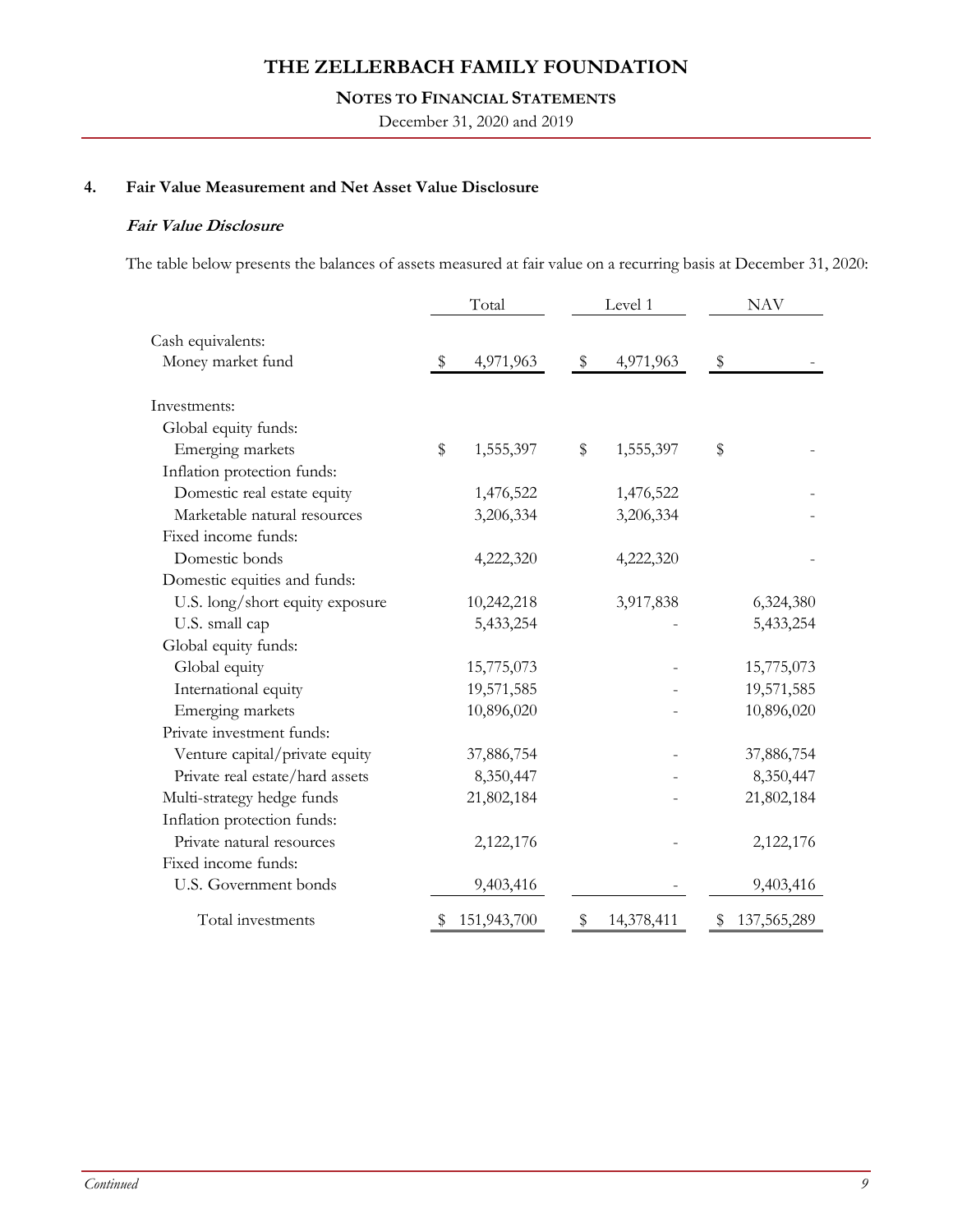## 4. Fair Value Measurement and Net Asset Value Disclosure

### *Fair Value Disclosure*

The table below presents the balances of assets measured at fair value on a recurring basis at December 31, 2020:

| | Total | Level 1 | NAV |
|---|---|---|---|
| Cash equivalents: | | | |
| Money market fund | $ 4,971,963 | $ 4,971,963 | $ - |
| Investments: | | | |
| Global equity funds: | | | |
| Emerging markets | $ 1,555,397 | $ 1,555,397 | $ - |
| Inflation protection funds: | | | |
| Domestic real estate equity | 1,476,522 | 1,476,522 | - |
| Marketable natural resources | 3,206,334 | 3,206,334 | - |
| Fixed income funds: | | | |
| Domestic bonds | 4,222,320 | 4,222,320 | - |
| Domestic equities and funds: | | | |
| U.S. long/short equity exposure | 10,242,218 | 3,917,838 | 6,324,380 |
| U.S. small cap | 5,433,254 | - | 5,433,254 |
| Global equity funds: | | | |
| Global equity | 15,775,073 | - | 15,775,073 |
| International equity | 19,571,585 | - | 19,571,585 |
| Emerging markets | 10,896,020 | - | 10,896,020 |
| Private investment funds: | | | |
| Venture capital/private equity | 37,886,754 | - | 37,886,754 |
| Private real estate/hard assets | 8,350,447 | - | 8,350,447 |
| Multi-strategy hedge funds | 21,802,184 | - | 21,802,184 |
| Inflation protection funds: | | | |
| Private natural resources | 2,122,176 | - | 2,122,176 |
| Fixed income funds: | | | |
| U.S. Government bonds | 9,403,416 | - | 9,403,416 |
| Total investments | $ 151,943,700 | $ 14,378,411 | $ 137,565,289 |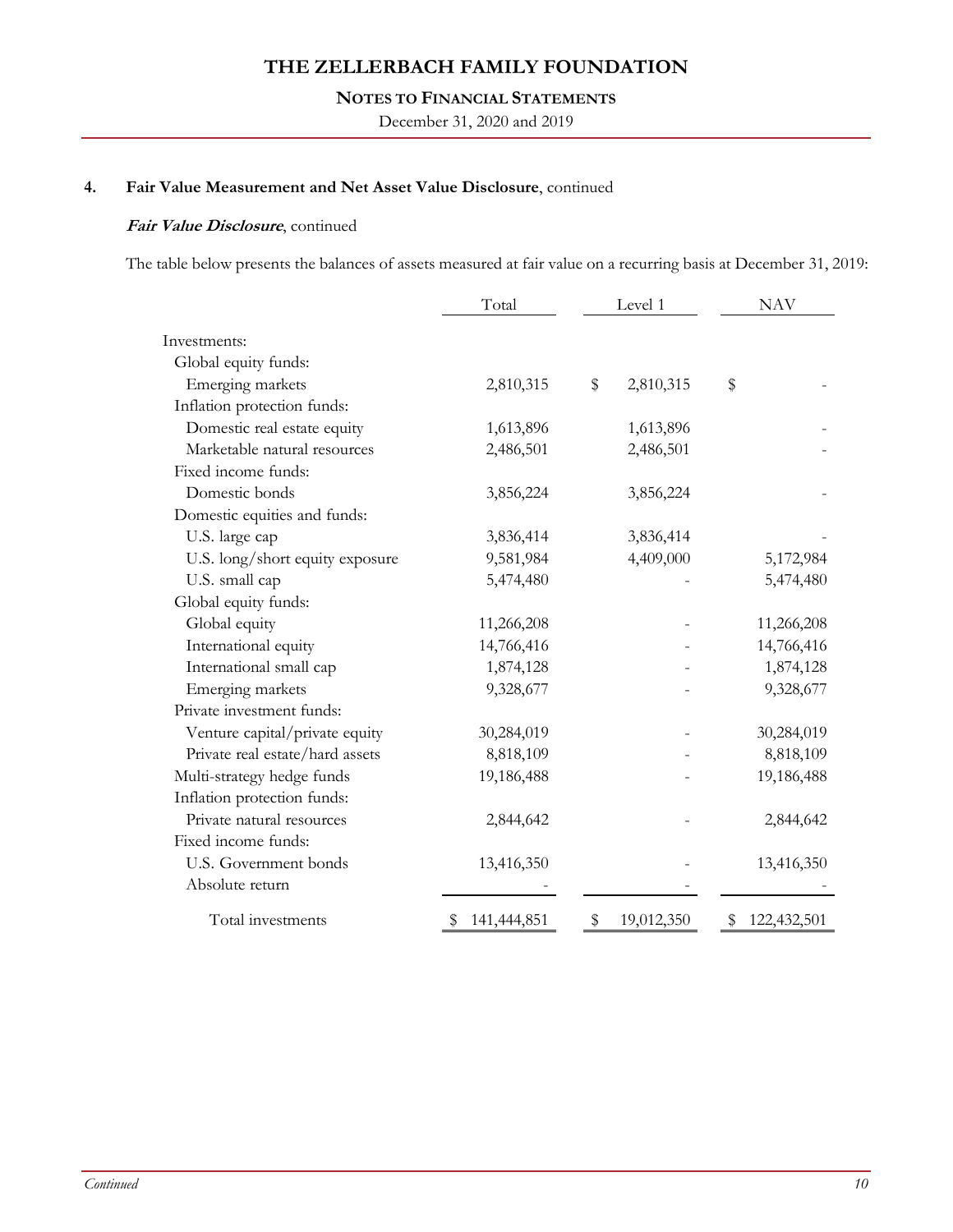THE ZELLERBACH FAMILY FOUNDATION

**NOTES TO FINANCIAL STATEMENTS**

December 31, 2020 and 2019

**4. Fair Value Measurement and Net Asset Value Disclosure**, continued

***Fair Value Disclosure***, continued

The table below presents the balances of assets measured at fair value on a recurring basis at December 31, 2019:

| | Total | Level 1 | NAV |
|---|---|---|---|
| Investments: | | | |
| Global equity funds: | | | |
| Emerging markets | 2,810,315 | $ 2,810,315 | $ - |
| Inflation protection funds: | | | |
| Domestic real estate equity | 1,613,896 | 1,613,896 | - |
| Marketable natural resources | 2,486,501 | 2,486,501 | - |
| Fixed income funds: | | | |
| Domestic bonds | 3,856,224 | 3,856,224 | - |
| Domestic equities and funds: | | | |
| U.S. large cap | 3,836,414 | 3,836,414 | - |
| U.S. long/short equity exposure | 9,581,984 | 4,409,000 | 5,172,984 |
| U.S. small cap | 5,474,480 | - | 5,474,480 |
| Global equity funds: | | | |
| Global equity | 11,266,208 | - | 11,266,208 |
| International equity | 14,766,416 | - | 14,766,416 |
| International small cap | 1,874,128 | - | 1,874,128 |
| Emerging markets | 9,328,677 | - | 9,328,677 |
| Private investment funds: | | | |
| Venture capital/private equity | 30,284,019 | - | 30,284,019 |
| Private real estate/hard assets | 8,818,109 | - | 8,818,109 |
| Multi-strategy hedge funds | 19,186,488 | - | 19,186,488 |
| Inflation protection funds: | | | |
| Private natural resources | 2,844,642 | - | 2,844,642 |
| Fixed income funds: | | | |
| U.S. Government bonds | 13,416,350 | - | 13,416,350 |
| Absolute return | - | - | - |
| Total investments | $ 141,444,851 | $ 19,012,350 | $ 122,432,501 |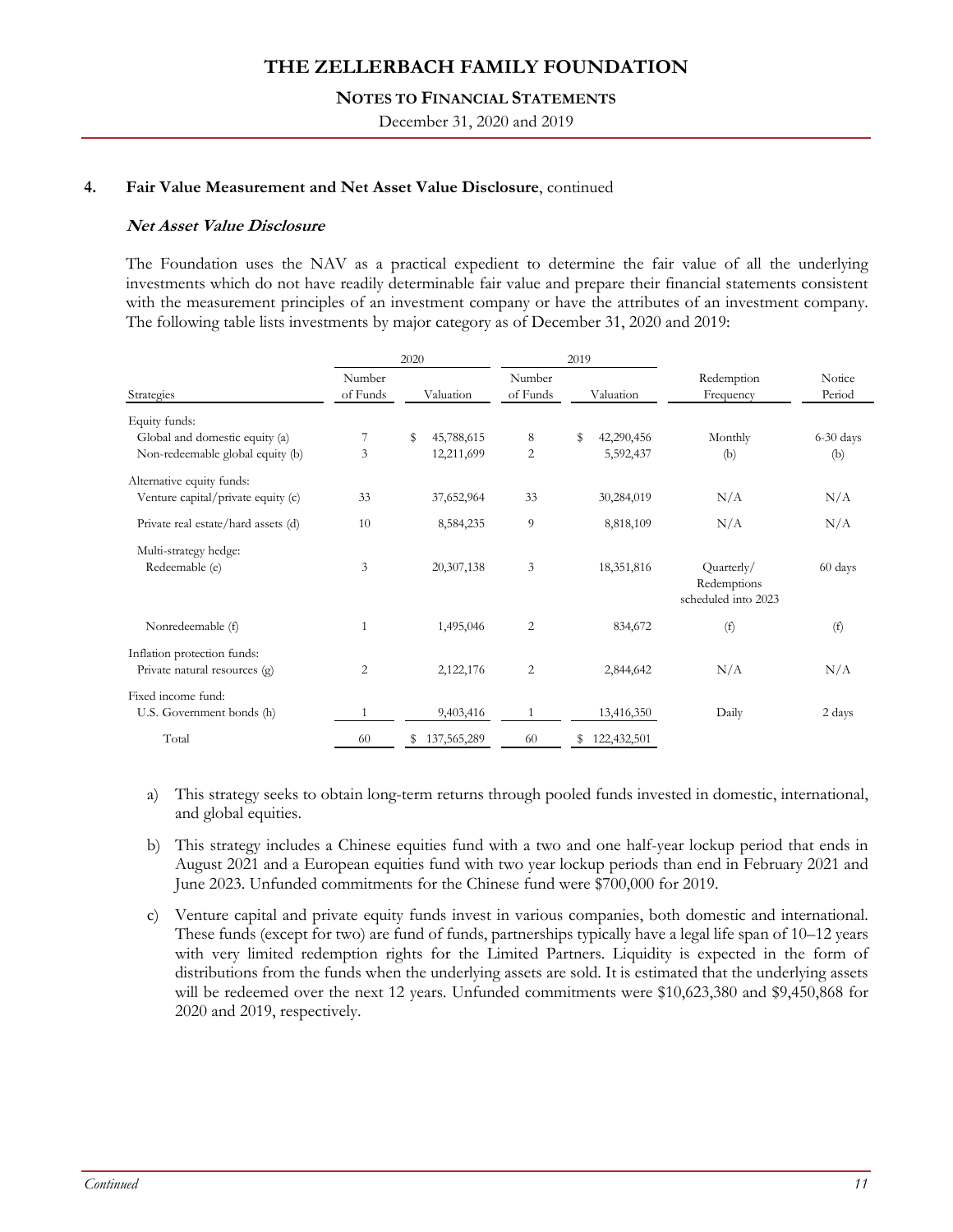## 4. Fair Value Measurement and Net Asset Value Disclosure, continued

### *Net Asset Value Disclosure*

The Foundation uses the NAV as a practical expedient to determine the fair value of all the underlying investments which do not have readily determinable fair value and prepare their financial statements consistent with the measurement principles of an investment company or have the attributes of an investment company. The following table lists investments by major category as of December 31, 2020 and 2019:

| | 2020 | | 2019 | | | |
|---|---|---|---|---|---|---|
| Strategies | Number of Funds | Valuation | Number of Funds | Valuation | Redemption Frequency | Notice Period |
| Equity funds: | | | | | | |
| Global and domestic equity (a) | 7 | $ 45,788,615 | 8 | $ 42,290,456 | Monthly | 6-30 days |
| Non-redeemable global equity (b) | 3 | 12,211,699 | 2 | 5,592,437 | (b) | (b) |
| Alternative equity funds: | | | | | | |
| Venture capital/private equity (c) | 33 | 37,652,964 | 33 | 30,284,019 | N/A | N/A |
| Private real estate/hard assets (d) | 10 | 8,584,235 | 9 | 8,818,109 | N/A | N/A |
| Multi-strategy hedge: | | | | | | |
| Redeemable (e) | 3 | 20,307,138 | 3 | 18,351,816 | Quarterly/ Redemptions scheduled into 2023 | 60 days |
| Nonredeemable (f) | 1 | 1,495,046 | 2 | 834,672 | (f) | (f) |
| Inflation protection funds: | | | | | | |
| Private natural resources (g) | 2 | 2,122,176 | 2 | 2,844,642 | N/A | N/A |
| Fixed income fund: | | | | | | |
| U.S. Government bonds (h) | 1 | 9,403,416 | 1 | 13,416,350 | Daily | 2 days |
| Total | 60 | $ 137,565,289 | 60 | $ 122,432,501 | | |

a) This strategy seeks to obtain long-term returns through pooled funds invested in domestic, international, and global equities.

b) This strategy includes a Chinese equities fund with a two and one half-year lockup period that ends in August 2021 and a European equities fund with two year lockup periods than end in February 2021 and June 2023. Unfunded commitments for the Chinese fund were $700,000 for 2019.

c) Venture capital and private equity funds invest in various companies, both domestic and international. These funds (except for two) are fund of funds, partnerships typically have a legal life span of 10–12 years with very limited redemption rights for the Limited Partners. Liquidity is expected in the form of distributions from the funds when the underlying assets are sold. It is estimated that the underlying assets will be redeemed over the next 12 years. Unfunded commitments were $10,623,380 and $9,450,868 for 2020 and 2019, respectively.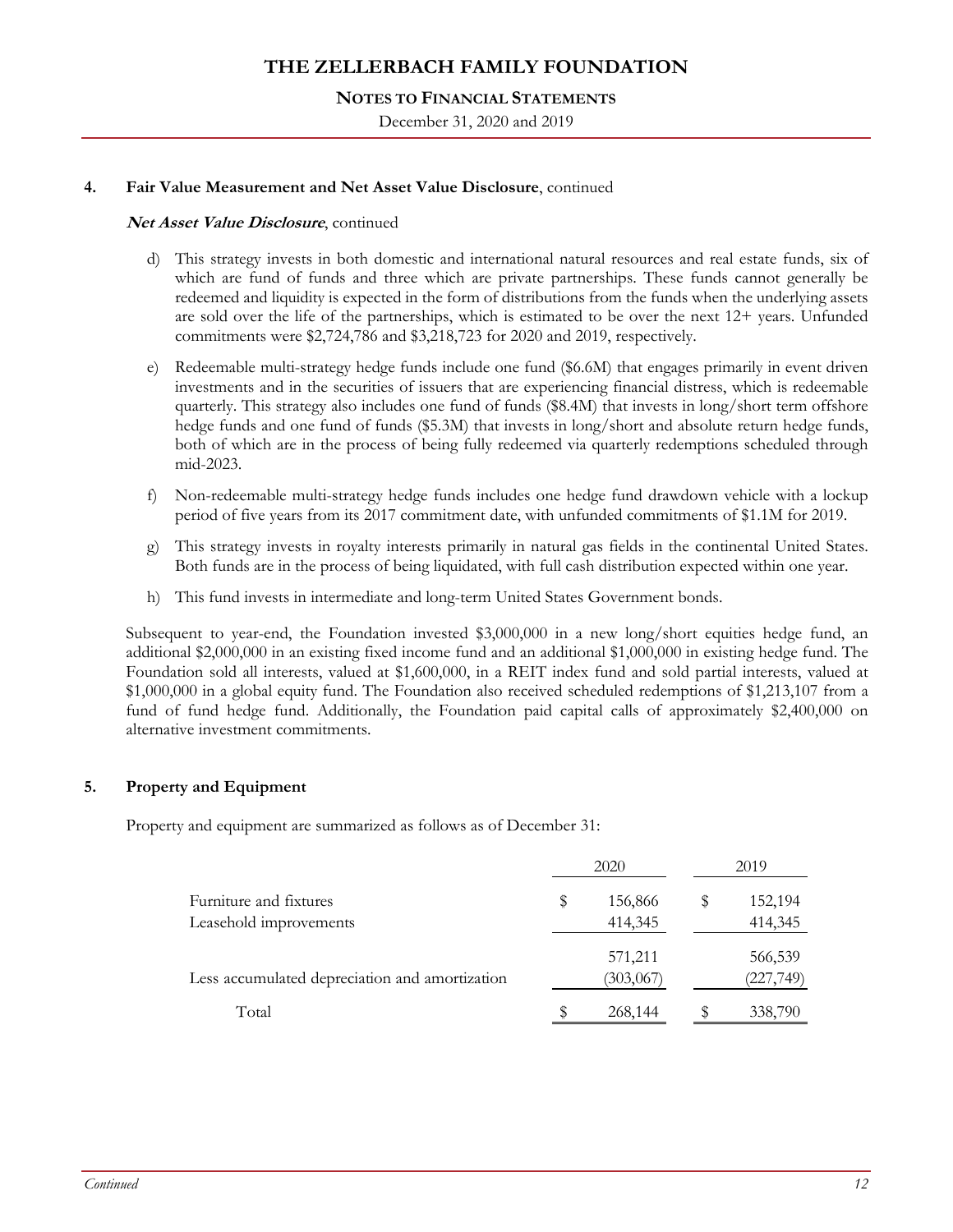### 4. Fair Value Measurement and Net Asset Value Disclosure, continued

***Net Asset Value Disclosure***, continued

d) This strategy invests in both domestic and international natural resources and real estate funds, six of which are fund of funds and three which are private partnerships. These funds cannot generally be redeemed and liquidity is expected in the form of distributions from the funds when the underlying assets are sold over the life of the partnerships, which is estimated to be over the next 12+ years. Unfunded commitments were $2,724,786 and $3,218,723 for 2020 and 2019, respectively.

e) Redeemable multi-strategy hedge funds include one fund ($6.6M) that engages primarily in event driven investments and in the securities of issuers that are experiencing financial distress, which is redeemable quarterly. This strategy also includes one fund of funds ($8.4M) that invests in long/short term offshore hedge funds and one fund of funds ($5.3M) that invests in long/short and absolute return hedge funds, both of which are in the process of being fully redeemed via quarterly redemptions scheduled through mid-2023.

f) Non-redeemable multi-strategy hedge funds includes one hedge fund drawdown vehicle with a lockup period of five years from its 2017 commitment date, with unfunded commitments of $1.1M for 2019.

g) This strategy invests in royalty interests primarily in natural gas fields in the continental United States. Both funds are in the process of being liquidated, with full cash distribution expected within one year.

h) This fund invests in intermediate and long-term United States Government bonds.

Subsequent to year-end, the Foundation invested $3,000,000 in a new long/short equities hedge fund, an additional $2,000,000 in an existing fixed income fund and an additional $1,000,000 in existing hedge fund. The Foundation sold all interests, valued at $1,600,000, in a REIT index fund and sold partial interests, valued at $1,000,000 in a global equity fund. The Foundation also received scheduled redemptions of $1,213,107 from a fund of fund hedge fund. Additionally, the Foundation paid capital calls of approximately $2,400,000 on alternative investment commitments.

### 5. Property and Equipment

Property and equipment are summarized as follows as of December 31:

| | 2020 | 2019 |
|---|---|---|
| Furniture and fixtures | $ 156,866 | $ 152,194 |
| Leasehold improvements | 414,345 | 414,345 |
| | 571,211 | 566,539 |
| Less accumulated depreciation and amortization | (303,067) | (227,749) |
| Total | $ 268,144 | $ 338,790 |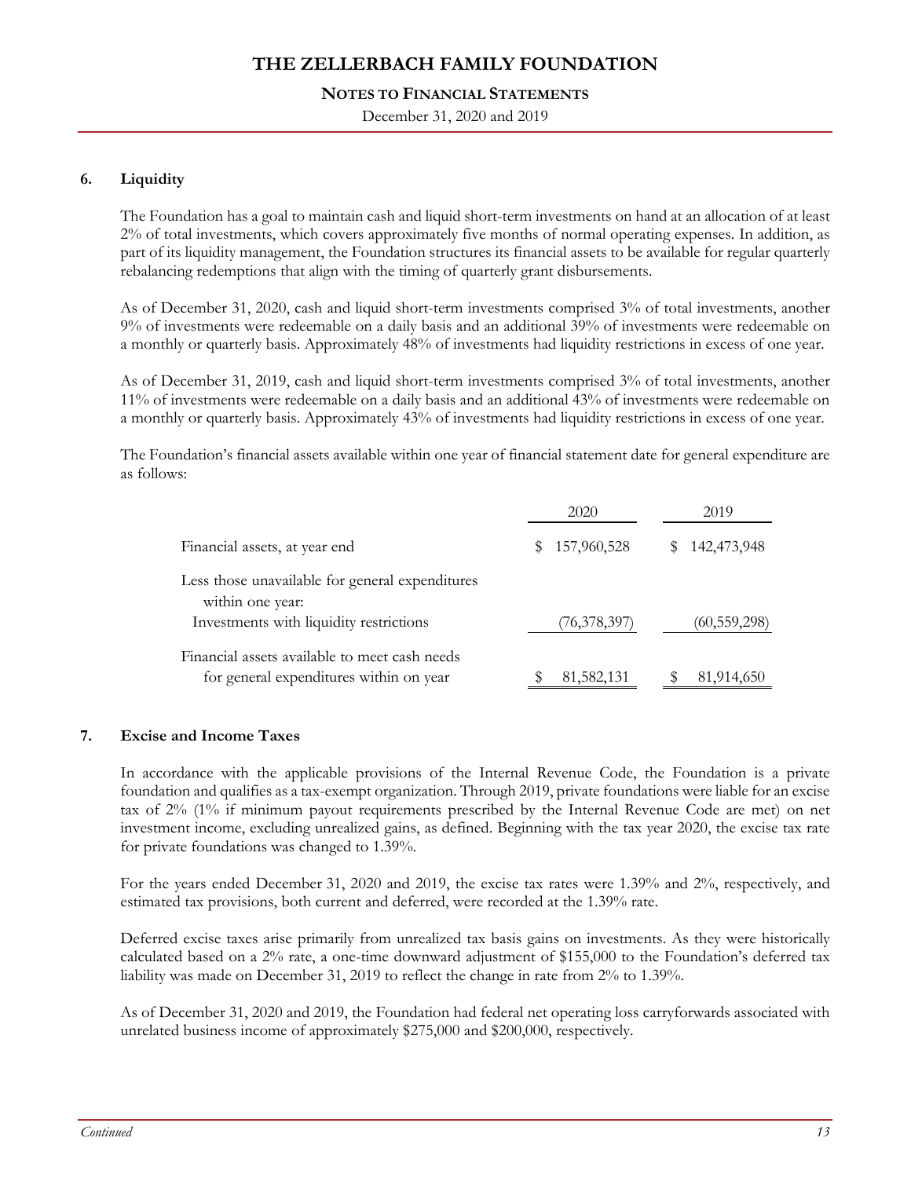# THE ZELLERBACH FAMILY FOUNDATION

## NOTES TO FINANCIAL STATEMENTS

December 31, 2020 and 2019

### 6. Liquidity

The Foundation has a goal to maintain cash and liquid short-term investments on hand at an allocation of at least 2% of total investments, which covers approximately five months of normal operating expenses. In addition, as part of its liquidity management, the Foundation structures its financial assets to be available for regular quarterly rebalancing redemptions that align with the timing of quarterly grant disbursements.

As of December 31, 2020, cash and liquid short-term investments comprised 3% of total investments, another 9% of investments were redeemable on a daily basis and an additional 39% of investments were redeemable on a monthly or quarterly basis. Approximately 48% of investments had liquidity restrictions in excess of one year.

As of December 31, 2019, cash and liquid short-term investments comprised 3% of total investments, another 11% of investments were redeemable on a daily basis and an additional 43% of investments were redeemable on a monthly or quarterly basis. Approximately 43% of investments had liquidity restrictions in excess of one year.

The Foundation's financial assets available within one year of financial statement date for general expenditure are as follows:

| | 2020 | 2019 |
|---|---|---|
| Financial assets, at year end | $ 157,960,528 | $ 142,473,948 |
| Less those unavailable for general expenditures within one year: | | |
| Investments with liquidity restrictions | (76,378,397) | (60,559,298) |
| Financial assets available to meet cash needs for general expenditures within on year | $ 81,582,131 | $ 81,914,650 |

### 7. Excise and Income Taxes

In accordance with the applicable provisions of the Internal Revenue Code, the Foundation is a private foundation and qualifies as a tax-exempt organization. Through 2019, private foundations were liable for an excise tax of 2% (1% if minimum payout requirements prescribed by the Internal Revenue Code are met) on net investment income, excluding unrealized gains, as defined. Beginning with the tax year 2020, the excise tax rate for private foundations was changed to 1.39%.

For the years ended December 31, 2020 and 2019, the excise tax rates were 1.39% and 2%, respectively, and estimated tax provisions, both current and deferred, were recorded at the 1.39% rate.

Deferred excise taxes arise primarily from unrealized tax basis gains on investments. As they were historically calculated based on a 2% rate, a one-time downward adjustment of $155,000 to the Foundation's deferred tax liability was made on December 31, 2019 to reflect the change in rate from 2% to 1.39%.

As of December 31, 2020 and 2019, the Foundation had federal net operating loss carryforwards associated with unrelated business income of approximately $275,000 and $200,000, respectively.

*Continued*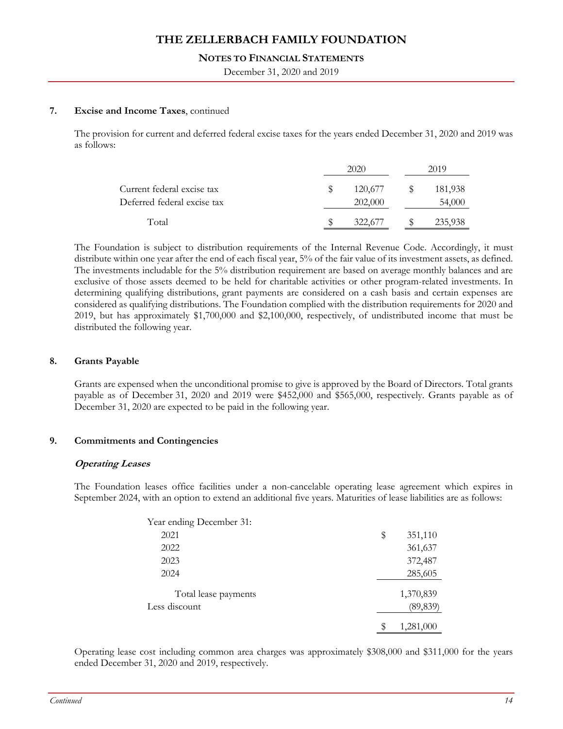### 7. Excise and Income Taxes, continued

The provision for current and deferred federal excise taxes for the years ended December 31, 2020 and 2019 was as follows:

| | 2020 | 2019 |
|---|---|---|
| Current federal excise tax | $ 120,677 | $ 181,938 |
| Deferred federal excise tax | 202,000 | 54,000 |
| Total | $ 322,677 | $ 235,938 |

The Foundation is subject to distribution requirements of the Internal Revenue Code. Accordingly, it must distribute within one year after the end of each fiscal year, 5% of the fair value of its investment assets, as defined. The investments includable for the 5% distribution requirement are based on average monthly balances and are exclusive of those assets deemed to be held for charitable activities or other program-related investments. In determining qualifying distributions, grant payments are considered on a cash basis and certain expenses are considered as qualifying distributions. The Foundation complied with the distribution requirements for 2020 and 2019, but has approximately $1,700,000 and $2,100,000, respectively, of undistributed income that must be distributed the following year.

### 8. Grants Payable

Grants are expensed when the unconditional promise to give is approved by the Board of Directors. Total grants payable as of December 31, 2020 and 2019 were $452,000 and $565,000, respectively. Grants payable as of December 31, 2020 are expected to be paid in the following year.

### 9. Commitments and Contingencies

***Operating Leases***

The Foundation leases office facilities under a non-cancelable operating lease agreement which expires in September 2024, with an option to extend an additional five years. Maturities of lease liabilities are as follows:

| Year ending December 31: | |
|---|---|
| 2021 | $ 351,110 |
| 2022 | 361,637 |
| 2023 | 372,487 |
| 2024 | 285,605 |
| Total lease payments | 1,370,839 |
| Less discount | (89,839) |
| | $ 1,281,000 |

Operating lease cost including common area charges was approximately $308,000 and $311,000 for the years ended December 31, 2020 and 2019, respectively.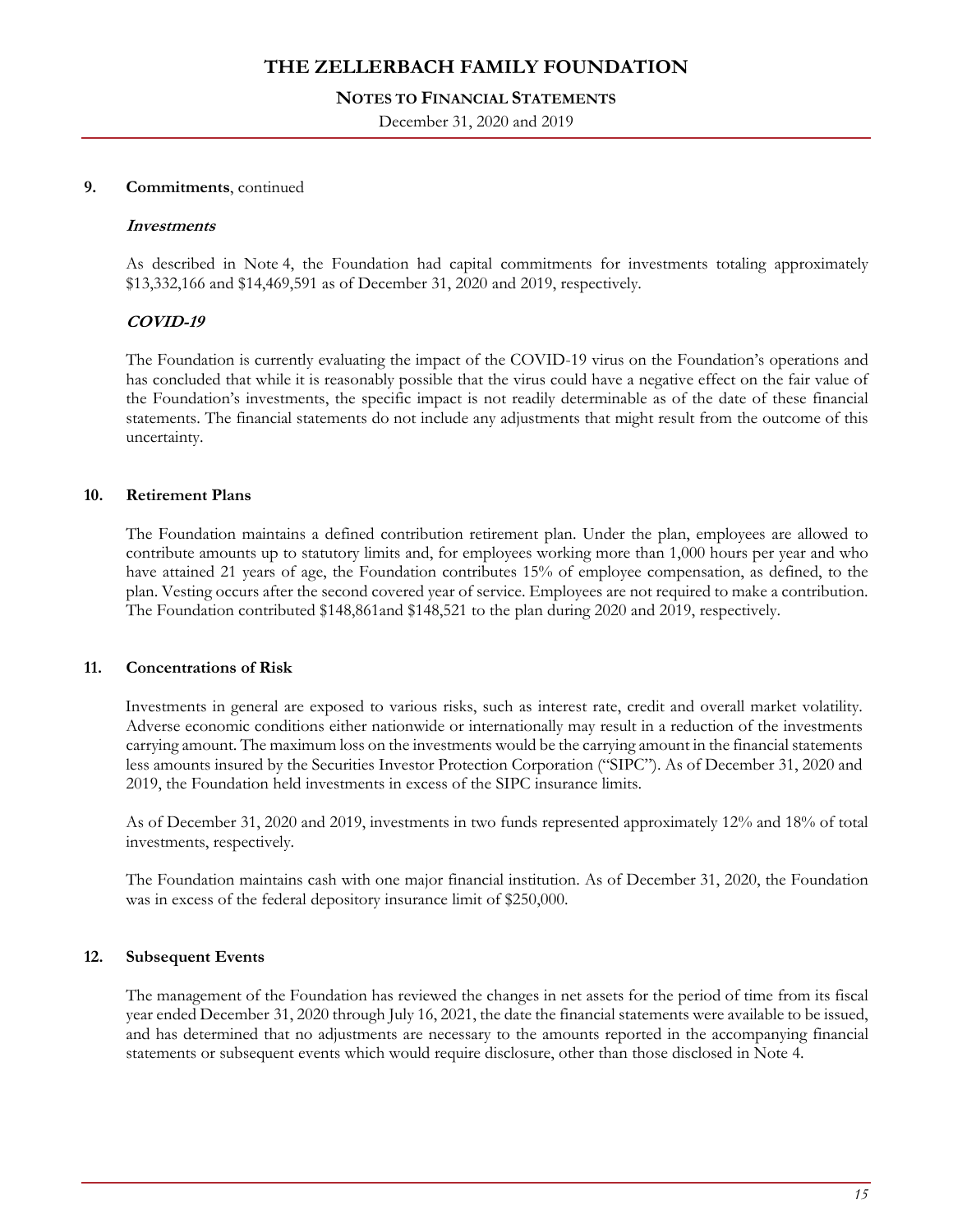**9. Commitments**, continued

***Investments***

As described in Note 4, the Foundation had capital commitments for investments totaling approximately $13,332,166 and $14,469,591 as of December 31, 2020 and 2019, respectively.

***COVID-19***

The Foundation is currently evaluating the impact of the COVID-19 virus on the Foundation's operations and has concluded that while it is reasonably possible that the virus could have a negative effect on the fair value of the Foundation's investments, the specific impact is not readily determinable as of the date of these financial statements. The financial statements do not include any adjustments that might result from the outcome of this uncertainty.

**10. Retirement Plans**

The Foundation maintains a defined contribution retirement plan. Under the plan, employees are allowed to contribute amounts up to statutory limits and, for employees working more than 1,000 hours per year and who have attained 21 years of age, the Foundation contributes 15% of employee compensation, as defined, to the plan. Vesting occurs after the second covered year of service. Employees are not required to make a contribution. The Foundation contributed $148,861and $148,521 to the plan during 2020 and 2019, respectively.

**11. Concentrations of Risk**

Investments in general are exposed to various risks, such as interest rate, credit and overall market volatility. Adverse economic conditions either nationwide or internationally may result in a reduction of the investments carrying amount. The maximum loss on the investments would be the carrying amount in the financial statements less amounts insured by the Securities Investor Protection Corporation ("SIPC"). As of December 31, 2020 and 2019, the Foundation held investments in excess of the SIPC insurance limits.

As of December 31, 2020 and 2019, investments in two funds represented approximately 12% and 18% of total investments, respectively.

The Foundation maintains cash with one major financial institution. As of December 31, 2020, the Foundation was in excess of the federal depository insurance limit of $250,000.

**12. Subsequent Events**

The management of the Foundation has reviewed the changes in net assets for the period of time from its fiscal year ended December 31, 2020 through July 16, 2021, the date the financial statements were available to be issued, and has determined that no adjustments are necessary to the amounts reported in the accompanying financial statements or subsequent events which would require disclosure, other than those disclosed in Note 4.